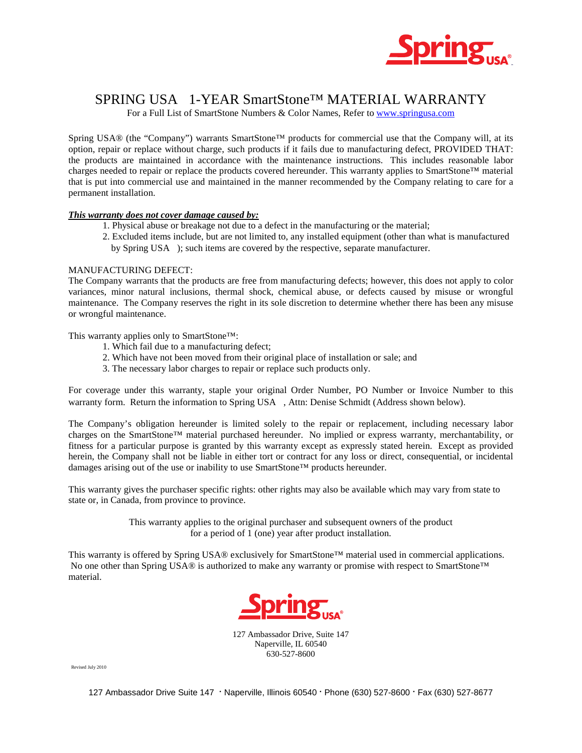# SPRING USA 1-YEAR SmartStone™ MATERIAL WARRANTY

For a Full List of SmartStone Numbers & Color Names, Refer to www.springusa.com

Spring USA® (the "Company") warrants SmartStone™ products for commercial use that the Company will, at its option, repair or replace without charge, such products if it fails due to manufacturing defect, PROVIDED THAT: the products are maintained in accordance with the maintenance instructions. This includes reasonable labor charges needed to repair or replace the products covered hereunder. This warranty applies to SmartStone™ material that is put into commercial use and maintained in the manner recommended by the Company relating to care for a permanent installation.

***This warranty does not cover damage caused by:***

1. Physical abuse or breakage not due to a defect in the manufacturing or the material;
2. Excluded items include, but are not limited to, any installed equipment (other than what is manufactured by Spring USA ); such items are covered by the respective, separate manufacturer.

MANUFACTURING DEFECT:

The Company warrants that the products are free from manufacturing defects; however, this does not apply to color variances, minor natural inclusions, thermal shock, chemical abuse, or defects caused by misuse or wrongful maintenance. The Company reserves the right in its sole discretion to determine whether there has been any misuse or wrongful maintenance.

This warranty applies only to SmartStone™:

1. Which fail due to a manufacturing defect;
2. Which have not been moved from their original place of installation or sale; and
3. The necessary labor charges to repair or replace such products only.

For coverage under this warranty, staple your original Order Number, PO Number or Invoice Number to this warranty form. Return the information to Spring USA , Attn: Denise Schmidt (Address shown below).

The Company's obligation hereunder is limited solely to the repair or replacement, including necessary labor charges on the SmartStone™ material purchased hereunder. No implied or express warranty, merchantability, or fitness for a particular purpose is granted by this warranty except as expressly stated herein. Except as provided herein, the Company shall not be liable in either tort or contract for any loss or direct, consequential, or incidental damages arising out of the use or inability to use SmartStone™ products hereunder.

This warranty gives the purchaser specific rights: other rights may also be available which may vary from state to state or, in Canada, from province to province.

This warranty applies to the original purchaser and subsequent owners of the product for a period of 1 (one) year after product installation.

This warranty is offered by Spring USA® exclusively for SmartStone™ material used in commercial applications. No one other than Spring USA® is authorized to make any warranty or promise with respect to SmartStone™ material.

127 Ambassador Drive, Suite 147
Naperville, IL 60540
630-527-8600

Revised July 2010

127 Ambassador Drive Suite 147 · Naperville, Illinois 60540 · Phone (630) 527-8600 · Fax (630) 527-8677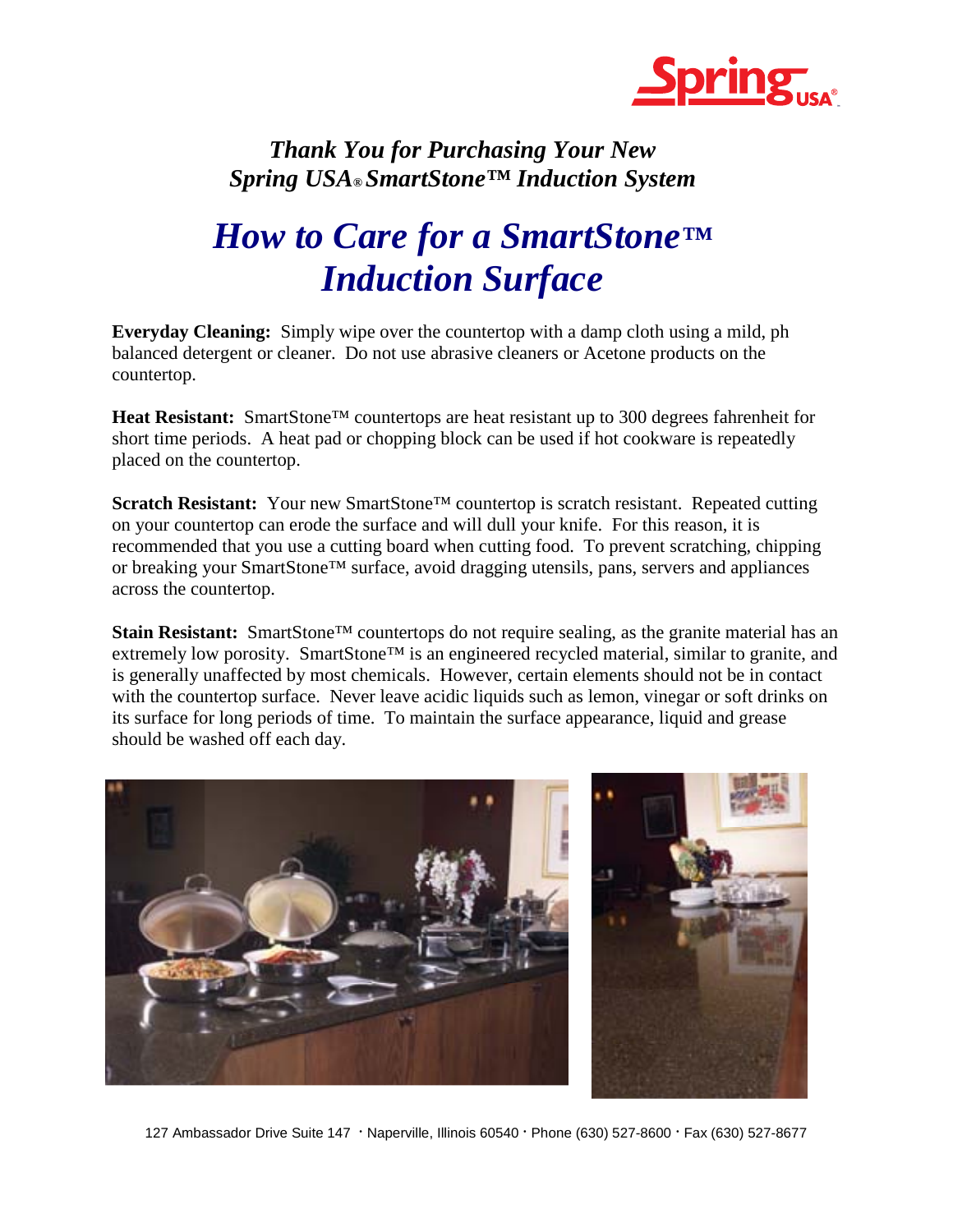*Thank You for Purchasing Your New*
*Spring USA® SmartStone™ Induction System*

# *How to Care for a SmartStone™ Induction Surface*

**Everyday Cleaning:** Simply wipe over the countertop with a damp cloth using a mild, ph balanced detergent or cleaner. Do not use abrasive cleaners or Acetone products on the countertop.

**Heat Resistant:** SmartStone™ countertops are heat resistant up to 300 degrees fahrenheit for short time periods. A heat pad or chopping block can be used if hot cookware is repeatedly placed on the countertop.

**Scratch Resistant:** Your new SmartStone™ countertop is scratch resistant. Repeated cutting on your countertop can erode the surface and will dull your knife. For this reason, it is recommended that you use a cutting board when cutting food. To prevent scratching, chipping or breaking your SmartStone™ surface, avoid dragging utensils, pans, servers and appliances across the countertop.

**Stain Resistant:** SmartStone™ countertops do not require sealing, as the granite material has an extremely low porosity. SmartStone™ is an engineered recycled material, similar to granite, and is generally unaffected by most chemicals. However, certain elements should not be in contact with the countertop surface. Never leave acidic liquids such as lemon, vinegar or soft drinks on its surface for long periods of time. To maintain the surface appearance, liquid and grease should be washed off each day.

127 Ambassador Drive Suite 147 · Naperville, Illinois 60540 · Phone (630) 527-8600 · Fax (630) 527-8677